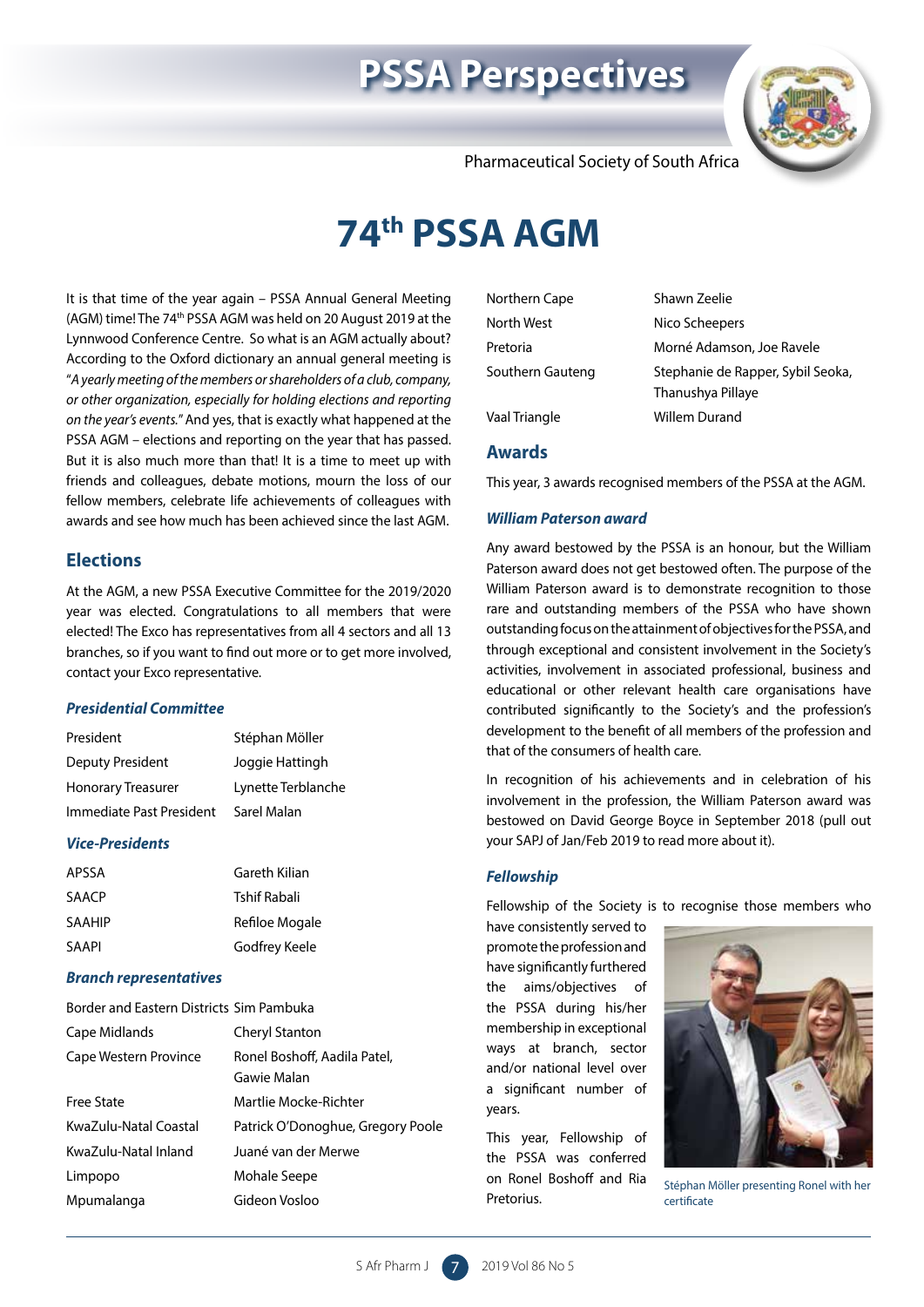# 74th PSSA AGM

It is that time of the year again – PSSA Annual General Meeting (AGM) time! The 74th PSSA AGM was held on 20 August 2019 at the Lynnwood Conference Centre. So what is an AGM actually about? According to the Oxford dictionary an annual general meeting is "*A yearly meeting of the members or shareholders of a club, company, or other organization, especially for holding elections and reporting on the year's events.*" And yes, that is exactly what happened at the PSSA AGM – elections and reporting on the year that has passed. But it is also much more than that! It is a time to meet up with friends and colleagues, debate motions, mourn the loss of our fellow members, celebrate life achievements of colleagues with awards and see how much has been achieved since the last AGM.

## Elections

At the AGM, a new PSSA Executive Committee for the 2019/2020 year was elected. Congratulations to all members that were elected! The Exco has representatives from all 4 sectors and all 13 branches, so if you want to find out more or to get more involved, contact your Exco representative.

### *Presidential Committee*

| | |
|---|---|
| President | Stéphan Möller |
| Deputy President | Joggie Hattingh |
| Honorary Treasurer | Lynette Terblanche |
| Immediate Past President | Sarel Malan |

### *Vice-Presidents*

| | |
|---|---|
| APSSA | Gareth Kilian |
| SAACP | Tshif Rabali |
| SAAHIP | Refiloe Mogale |
| SAAPI | Godfrey Keele |

### *Branch representatives*

| | |
|---|---|
| Border and Eastern Districts | Sim Pambuka |
| Cape Midlands | Cheryl Stanton |
| Cape Western Province | Ronel Boshoff, Aadila Patel, Gawie Malan |
| Free State | Martlie Mocke-Richter |
| KwaZulu-Natal Coastal | Patrick O'Donoghue, Gregory Poole |
| KwaZulu-Natal Inland | Juané van der Merwe |
| Limpopo | Mohale Seepe |
| Mpumalanga | Gideon Vosloo |
| Northern Cape | Shawn Zeelie |
| North West | Nico Scheepers |
| Pretoria | Morné Adamson, Joe Ravele |
| Southern Gauteng | Stephanie de Rapper, Sybil Seoka, Thanushya Pillaye |
| Vaal Triangle | Willem Durand |

## Awards

This year, 3 awards recognised members of the PSSA at the AGM.

### *William Paterson award*

Any award bestowed by the PSSA is an honour, but the William Paterson award does not get bestowed often. The purpose of the William Paterson award is to demonstrate recognition to those rare and outstanding members of the PSSA who have shown outstanding focus on the attainment of objectives for the PSSA, and through exceptional and consistent involvement in the Society's activities, involvement in associated professional, business and educational or other relevant health care organisations have contributed significantly to the Society's and the profession's development to the benefit of all members of the profession and that of the consumers of health care.

In recognition of his achievements and in celebration of his involvement in the profession, the William Paterson award was bestowed on David George Boyce in September 2018 (pull out your SAPJ of Jan/Feb 2019 to read more about it).

### *Fellowship*

Fellowship of the Society is to recognise those members who have consistently served to promote the profession and have significantly furthered the aims/objectives of the PSSA during his/her membership in exceptional ways at branch, sector and/or national level over a significant number of years.

This year, Fellowship of the PSSA was conferred on Ronel Boshoff and Ria Pretorius.

Stéphan Möller presenting Ronel with her certificate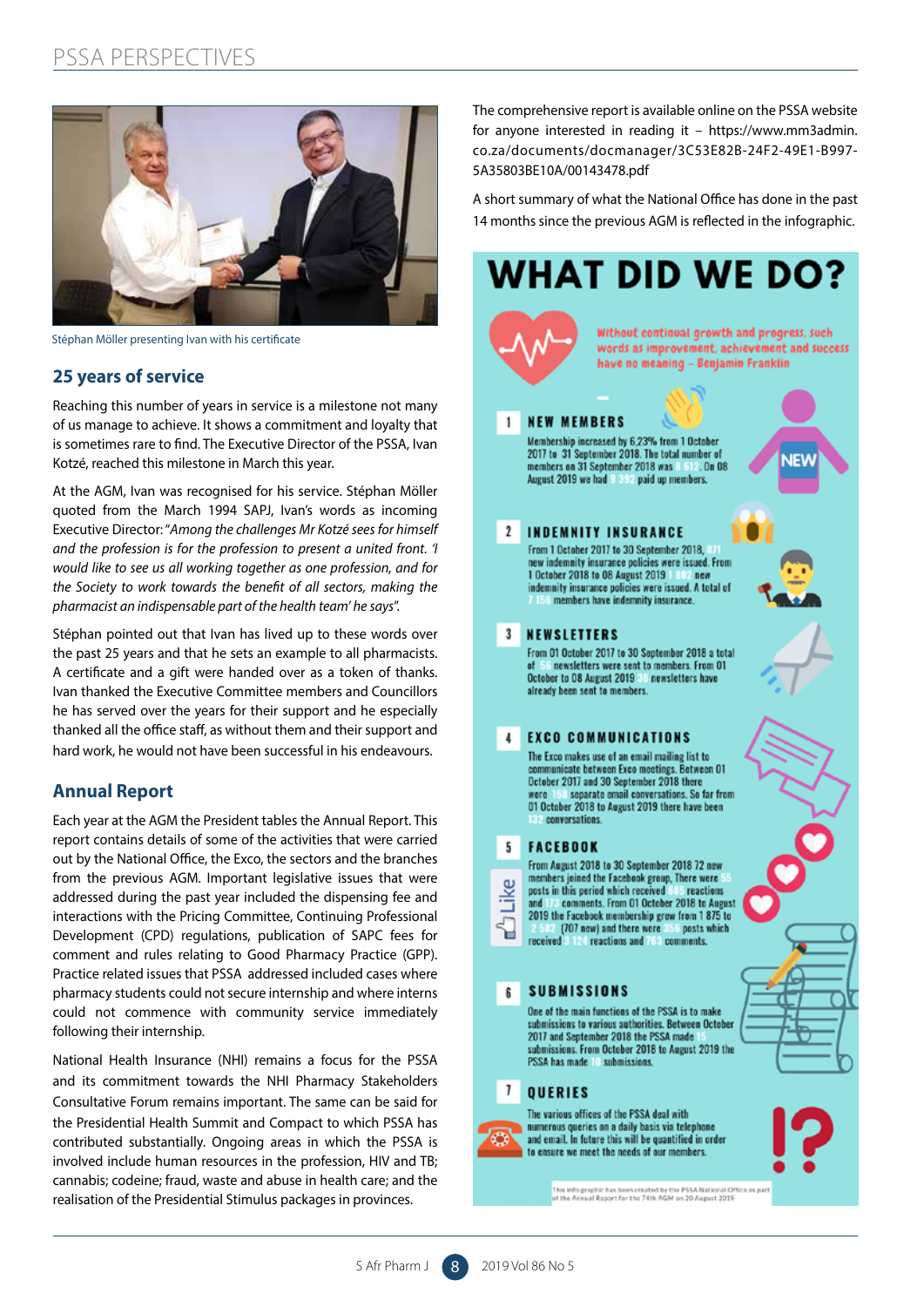Stéphan Möller presenting Ivan with his certificate

## 25 years of service

Reaching this number of years in service is a milestone not many of us manage to achieve. It shows a commitment and loyalty that is sometimes rare to find. The Executive Director of the PSSA, Ivan Kotzé, reached this milestone in March this year.

At the AGM, Ivan was recognised for his service. Stéphan Möller quoted from the March 1994 SAPJ, Ivan's words as incoming Executive Director: "*Among the challenges Mr Kotzé sees for himself and the profession is for the profession to present a united front. 'I would like to see us all working together as one profession, and for the Society to work towards the benefit of all sectors, making the pharmacist an indispensable part of the health team' he says*".

Stéphan pointed out that Ivan has lived up to these words over the past 25 years and that he sets an example to all pharmacists. A certificate and a gift were handed over as a token of thanks. Ivan thanked the Executive Committee members and Councillors he has served over the years for their support and he especially thanked all the office staff, as without them and their support and hard work, he would not have been successful in his endeavours.

## Annual Report

Each year at the AGM the President tables the Annual Report. This report contains details of some of the activities that were carried out by the National Office, the Exco, the sectors and the branches from the previous AGM. Important legislative issues that were addressed during the past year included the dispensing fee and interactions with the Pricing Committee, Continuing Professional Development (CPD) regulations, publication of SAPC fees for comment and rules relating to Good Pharmacy Practice (GPP). Practice related issues that PSSA addressed included cases where pharmacy students could not secure internship and where interns could not commence with community service immediately following their internship.

National Health Insurance (NHI) remains a focus for the PSSA and its commitment towards the NHI Pharmacy Stakeholders Consultative Forum remains important. The same can be said for the Presidential Health Summit and Compact to which PSSA has contributed substantially. Ongoing areas in which the PSSA is involved include human resources in the profession, HIV and TB; cannabis; codeine; fraud, waste and abuse in health care; and the realisation of the Presidential Stimulus packages in provinces.

The comprehensive report is available online on the PSSA website for anyone interested in reading it – https://www.mm3admin.co.za/documents/docmanager/3C53E82B-24F2-49E1-B997-5A35803BE10A/00143478.pdf

A short summary of what the National Office has done in the past 14 months since the previous AGM is reflected in the infographic.

# WHAT DID WE DO?

*Without continual growth and progress, such words as improvement, achievement and success have no meaning – Benjamin Franklin*

**1 NEW MEMBERS**

Membership increased by 6.23% from 1 October 2017 to 31 September 2018. The total number of members on 31 September 2018 was 8 612. On 08 August 2019 we had 9 392 paid up members.

**2 INDEMNITY INSURANCE**

From 1 October 2017 to 30 September 2018, 871 new indemnity insurance policies were issued. From 1 October 2018 to 08 August 2019 1 882 new indemnity insurance policies were issued. A total of 7 156 members have indemnity insurance.

**3 NEWSLETTERS**

From 01 October 2017 to 30 September 2018 a total of 56 newsletters were sent to members. From 01 October to 08 August 2019 38 newsletters have already been sent to members.

**4 EXCO COMMUNICATIONS**

The Exco makes use of an email mailing list to communicate between Exco meetings. Between 01 October 2017 and 30 September 2018 there were 168 separate email conversations. So far from 01 October 2018 to August 2019 there have been 132 conversations.

**5 FACEBOOK**

From August 2018 to 30 September 2018 72 new members joined the Facebook group. There were 55 posts in this period which received 885 reactions and 73 comments. From 01 October 2018 to August 2019 the Facebook membership grew from 1 875 to 2 582 (707 new) and there were 356 posts which received 3 124 reactions and 763 comments.

**6 SUBMISSIONS**

One of the main functions of the PSSA is to make submissions to various authorities. Between October 2017 and September 2018 the PSSA made 15 submissions. From October 2018 to August 2019 the PSSA has made 10 submissions.

**7 QUERIES**

The various offices of the PSSA deal with numerous queries on a daily basis via telephone and email. In future this will be quantified in order to ensure we meet the needs of our members.

This info graphic has been created by the PSSA National Office as part of the Annual Report for the 74th AGM on 20 August 2019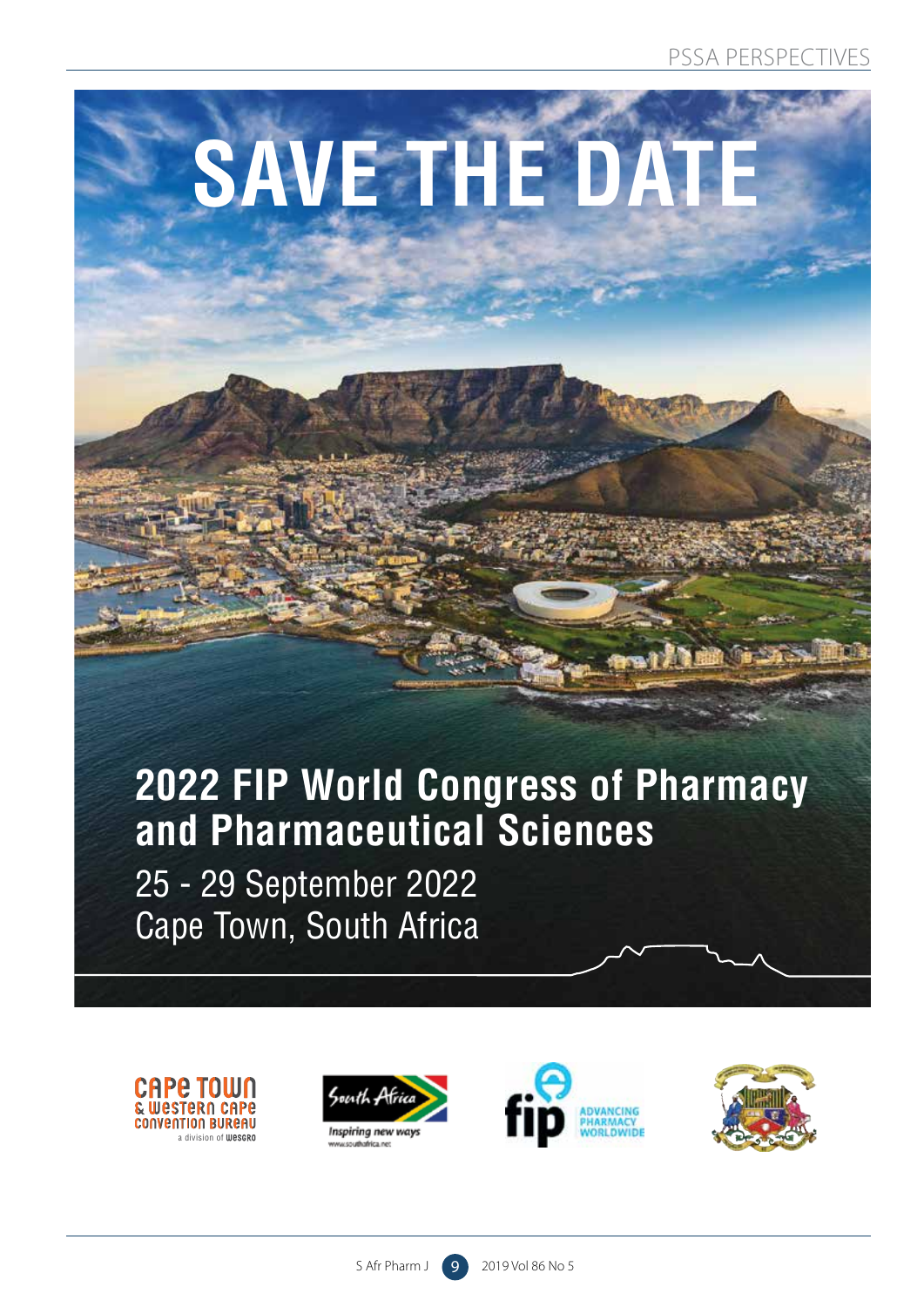# SAVE THE DATE

## 2022 FIP World Congress of Pharmacy and Pharmaceutical Sciences

25 - 29 September 2022
Cape Town, South Africa

Cape Town & Western Cape Convention Bureau
a division of Wesgro

South Africa
Inspiring new ways
www.southafrica.net

fip
ADVANCING PHARMACY WORLDWIDE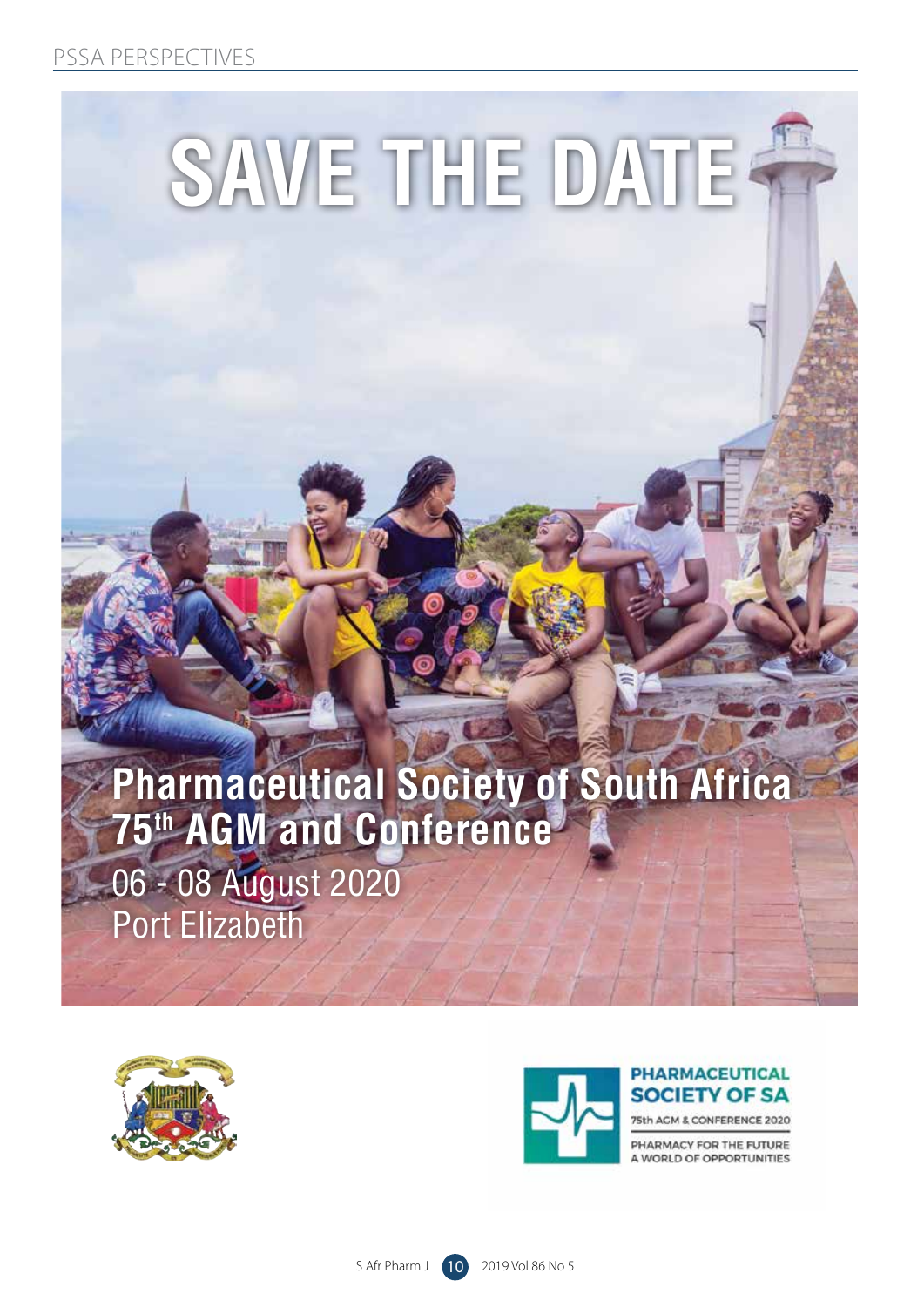# SAVE THE DATE

## Pharmaceutical Society of South Africa 75th AGM and Conference

06 - 08 August 2020

Port Elizabeth

PHARMACEUTICAL SOCIETY OF SA

75th AGM & CONFERENCE 2020

PHARMACY FOR THE FUTURE

A WORLD OF OPPORTUNITIES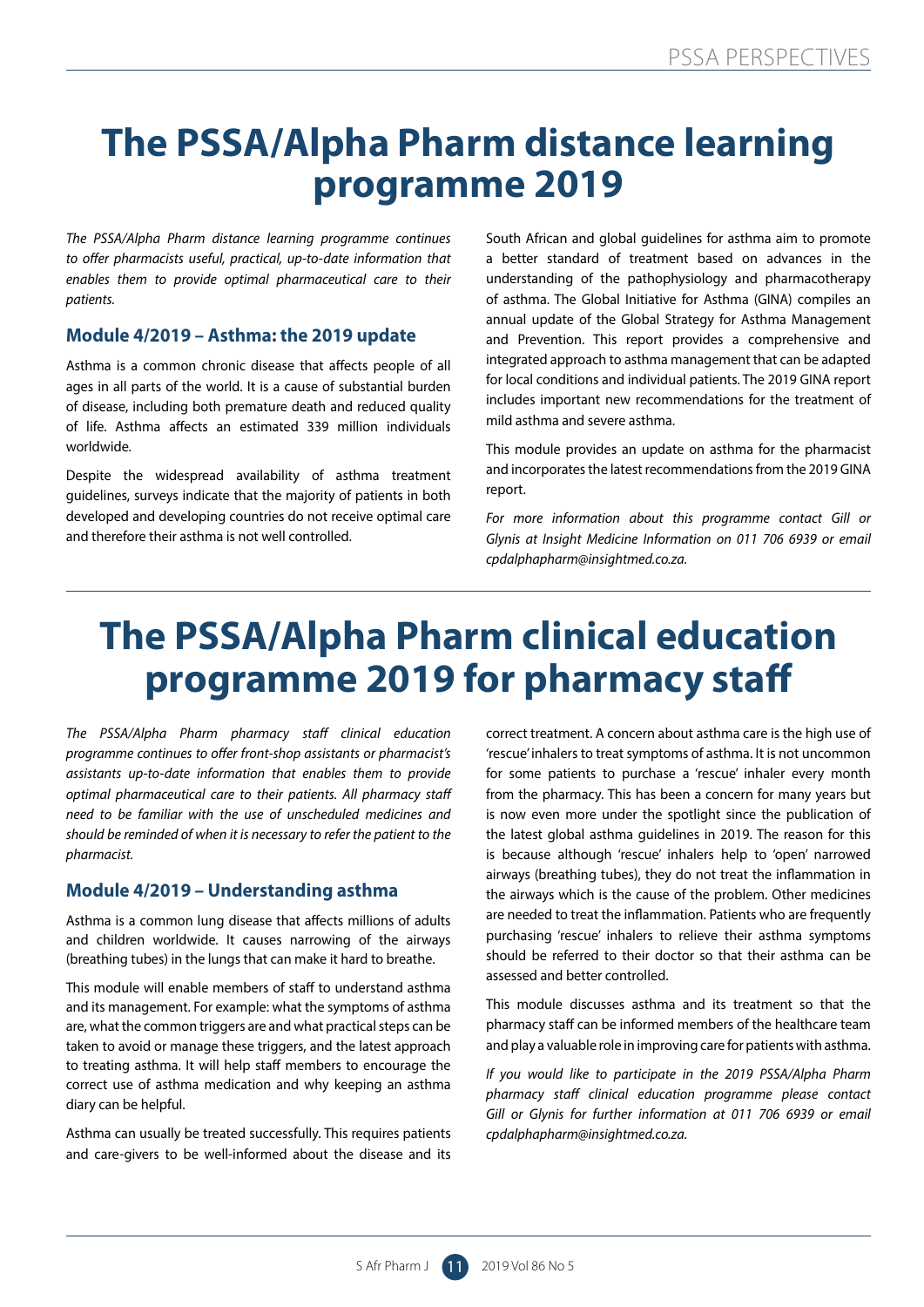# The PSSA/Alpha Pharm distance learning programme 2019

*The PSSA/Alpha Pharm distance learning programme continues to offer pharmacists useful, practical, up-to-date information that enables them to provide optimal pharmaceutical care to their patients.*

### Module 4/2019 – Asthma: the 2019 update

Asthma is a common chronic disease that affects people of all ages in all parts of the world. It is a cause of substantial burden of disease, including both premature death and reduced quality of life. Asthma affects an estimated 339 million individuals worldwide.

Despite the widespread availability of asthma treatment guidelines, surveys indicate that the majority of patients in both developed and developing countries do not receive optimal care and therefore their asthma is not well controlled.

South African and global guidelines for asthma aim to promote a better standard of treatment based on advances in the understanding of the pathophysiology and pharmacotherapy of asthma. The Global Initiative for Asthma (GINA) compiles an annual update of the Global Strategy for Asthma Management and Prevention. This report provides a comprehensive and integrated approach to asthma management that can be adapted for local conditions and individual patients. The 2019 GINA report includes important new recommendations for the treatment of mild asthma and severe asthma.

This module provides an update on asthma for the pharmacist and incorporates the latest recommendations from the 2019 GINA report.

*For more information about this programme contact Gill or Glynis at Insight Medicine Information on 011 706 6939 or email cpdalphapharm@insightmed.co.za.*

# The PSSA/Alpha Pharm clinical education programme 2019 for pharmacy staff

*The PSSA/Alpha Pharm pharmacy staff clinical education programme continues to offer front-shop assistants or pharmacist's assistants up-to-date information that enables them to provide optimal pharmaceutical care to their patients. All pharmacy staff need to be familiar with the use of unscheduled medicines and should be reminded of when it is necessary to refer the patient to the pharmacist.*

### Module 4/2019 – Understanding asthma

Asthma is a common lung disease that affects millions of adults and children worldwide. It causes narrowing of the airways (breathing tubes) in the lungs that can make it hard to breathe.

This module will enable members of staff to understand asthma and its management. For example: what the symptoms of asthma are, what the common triggers are and what practical steps can be taken to avoid or manage these triggers, and the latest approach to treating asthma. It will help staff members to encourage the correct use of asthma medication and why keeping an asthma diary can be helpful.

Asthma can usually be treated successfully. This requires patients and care-givers to be well-informed about the disease and its correct treatment. A concern about asthma care is the high use of 'rescue' inhalers to treat symptoms of asthma. It is not uncommon for some patients to purchase a 'rescue' inhaler every month from the pharmacy. This has been a concern for many years but is now even more under the spotlight since the publication of the latest global asthma guidelines in 2019. The reason for this is because although 'rescue' inhalers help to 'open' narrowed airways (breathing tubes), they do not treat the inflammation in the airways which is the cause of the problem. Other medicines are needed to treat the inflammation. Patients who are frequently purchasing 'rescue' inhalers to relieve their asthma symptoms should be referred to their doctor so that their asthma can be assessed and better controlled.

This module discusses asthma and its treatment so that the pharmacy staff can be informed members of the healthcare team and play a valuable role in improving care for patients with asthma.

*If you would like to participate in the 2019 PSSA/Alpha Pharm pharmacy staff clinical education programme please contact Gill or Glynis for further information at 011 706 6939 or email cpdalphapharm@insightmed.co.za.*